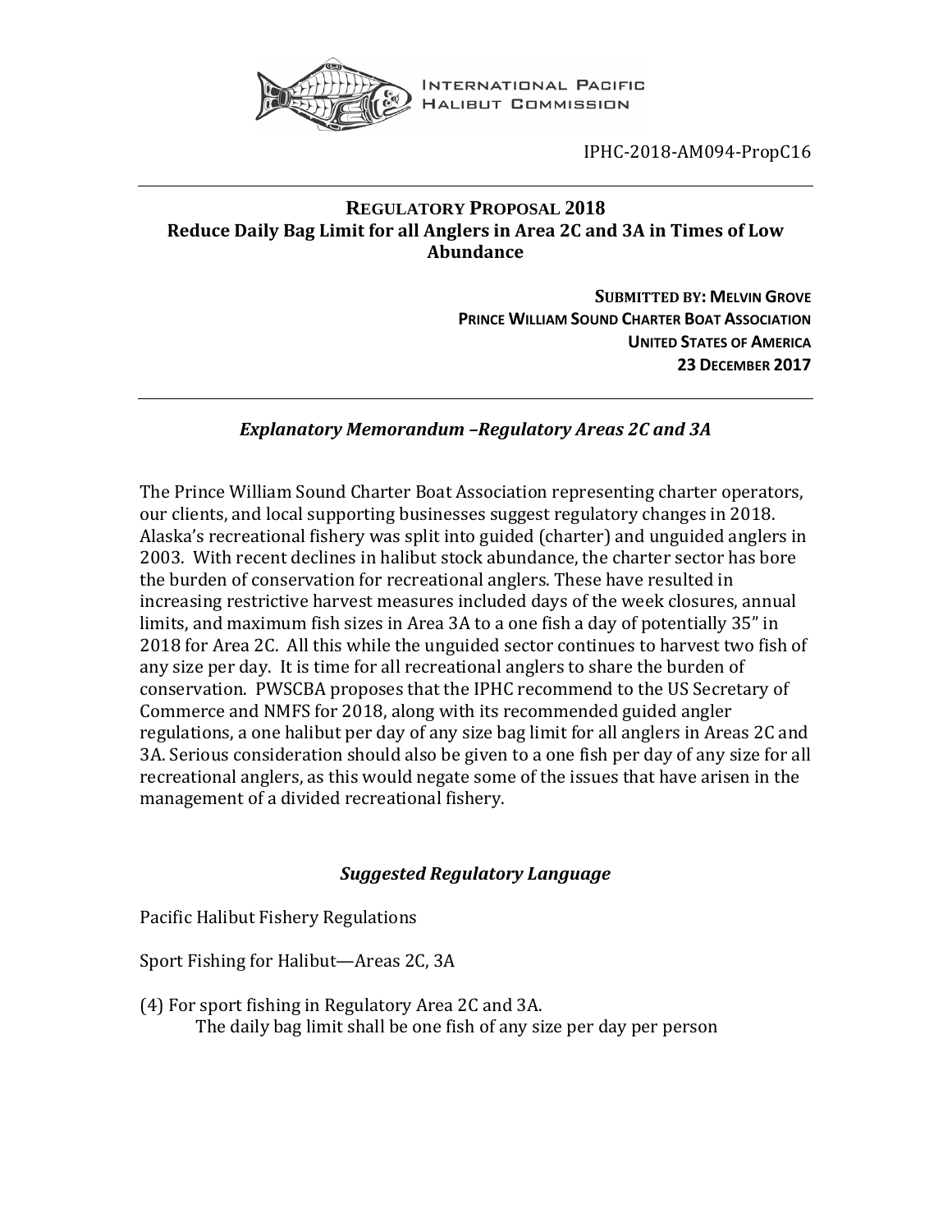INTERNATIONAL PACIFIC HALIBUT COMMISSION

IPHC-2018-AM094-PropC16

# REGULATORY PROPOSAL 2018
## Reduce Daily Bag Limit for all Anglers in Area 2C and 3A in Times of Low Abundance

**SUBMITTED BY: MELVIN GROVE**
**PRINCE WILLIAM SOUND CHARTER BOAT ASSOCIATION**
**UNITED STATES OF AMERICA**
**23 DECEMBER 2017**

### *Explanatory Memorandum –Regulatory Areas 2C and 3A*

The Prince William Sound Charter Boat Association representing charter operators, our clients, and local supporting businesses suggest regulatory changes in 2018. Alaska's recreational fishery was split into guided (charter) and unguided anglers in 2003. With recent declines in halibut stock abundance, the charter sector has bore the burden of conservation for recreational anglers. These have resulted in increasing restrictive harvest measures included days of the week closures, annual limits, and maximum fish sizes in Area 3A to a one fish a day of potentially 35" in 2018 for Area 2C. All this while the unguided sector continues to harvest two fish of any size per day. It is time for all recreational anglers to share the burden of conservation. PWSCBA proposes that the IPHC recommend to the US Secretary of Commerce and NMFS for 2018, along with its recommended guided angler regulations, a one halibut per day of any size bag limit for all anglers in Areas 2C and 3A. Serious consideration should also be given to a one fish per day of any size for all recreational anglers, as this would negate some of the issues that have arisen in the management of a divided recreational fishery.

### *Suggested Regulatory Language*

Pacific Halibut Fishery Regulations

Sport Fishing for Halibut—Areas 2C, 3A

(4) For sport fishing in Regulatory Area 2C and 3A.
The daily bag limit shall be one fish of any size per day per person